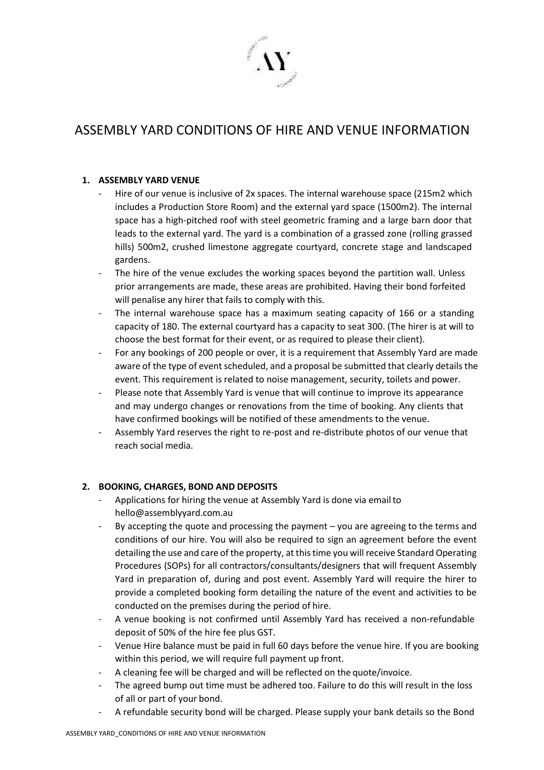# ASSEMBLY YARD CONDITIONS OF HIRE AND VENUE INFORMATION

## 1. ASSEMBLY YARD VENUE

- Hire of our venue is inclusive of 2x spaces. The internal warehouse space (215m2 which includes a Production Store Room) and the external yard space (1500m2). The internal space has a high-pitched roof with steel geometric framing and a large barn door that leads to the external yard. The yard is a combination of a grassed zone (rolling grassed hills) 500m2, crushed limestone aggregate courtyard, concrete stage and landscaped gardens.
- The hire of the venue excludes the working spaces beyond the partition wall. Unless prior arrangements are made, these areas are prohibited. Having their bond forfeited will penalise any hirer that fails to comply with this.
- The internal warehouse space has a maximum seating capacity of 166 or a standing capacity of 180. The external courtyard has a capacity to seat 300. (The hirer is at will to choose the best format for their event, or as required to please their client).
- For any bookings of 200 people or over, it is a requirement that Assembly Yard are made aware of the type of event scheduled, and a proposal be submitted that clearly details the event. This requirement is related to noise management, security, toilets and power.
- Please note that Assembly Yard is venue that will continue to improve its appearance and may undergo changes or renovations from the time of booking. Any clients that have confirmed bookings will be notified of these amendments to the venue.
- Assembly Yard reserves the right to re-post and re-distribute photos of our venue that reach social media.

## 2. BOOKING, CHARGES, BOND AND DEPOSITS

- Applications for hiring the venue at Assembly Yard is done via email to hello@assemblyyard.com.au
- By accepting the quote and processing the payment – you are agreeing to the terms and conditions of our hire. You will also be required to sign an agreement before the event detailing the use and care of the property, at this time you will receive Standard Operating Procedures (SOPs) for all contractors/consultants/designers that will frequent Assembly Yard in preparation of, during and post event. Assembly Yard will require the hirer to provide a completed booking form detailing the nature of the event and activities to be conducted on the premises during the period of hire.
- A venue booking is not confirmed until Assembly Yard has received a non-refundable deposit of 50% of the hire fee plus GST.
- Venue Hire balance must be paid in full 60 days before the venue hire. If you are booking within this period, we will require full payment up front.
- A cleaning fee will be charged and will be reflected on the quote/invoice.
- The agreed bump out time must be adhered too. Failure to do this will result in the loss of all or part of your bond.
- A refundable security bond will be charged. Please supply your bank details so the Bond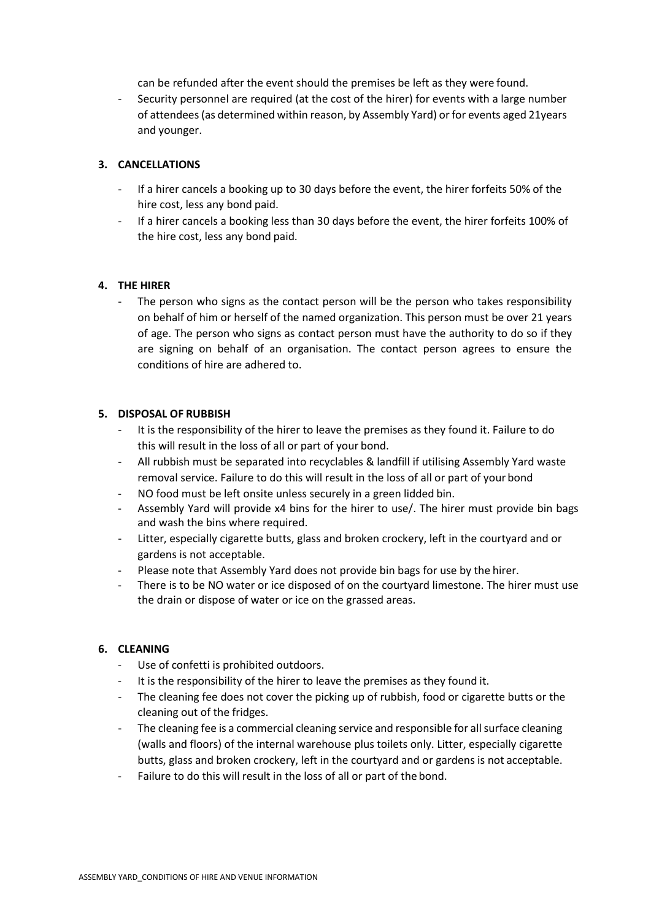can be refunded after the event should the premises be left as they were found.

- Security personnel are required (at the cost of the hirer) for events with a large number of attendees (as determined within reason, by Assembly Yard) or for events aged 21years and younger.

**3. CANCELLATIONS**

- If a hirer cancels a booking up to 30 days before the event, the hirer forfeits 50% of the hire cost, less any bond paid.
- If a hirer cancels a booking less than 30 days before the event, the hirer forfeits 100% of the hire cost, less any bond paid.

**4. THE HIRER**

- The person who signs as the contact person will be the person who takes responsibility on behalf of him or herself of the named organization. This person must be over 21 years of age. The person who signs as contact person must have the authority to do so if they are signing on behalf of an organisation. The contact person agrees to ensure the conditions of hire are adhered to.

**5. DISPOSAL OF RUBBISH**

- It is the responsibility of the hirer to leave the premises as they found it. Failure to do this will result in the loss of all or part of your bond.
- All rubbish must be separated into recyclables & landfill if utilising Assembly Yard waste removal service. Failure to do this will result in the loss of all or part of your bond
- NO food must be left onsite unless securely in a green lidded bin.
- Assembly Yard will provide x4 bins for the hirer to use/. The hirer must provide bin bags and wash the bins where required.
- Litter, especially cigarette butts, glass and broken crockery, left in the courtyard and or gardens is not acceptable.
- Please note that Assembly Yard does not provide bin bags for use by the hirer.
- There is to be NO water or ice disposed of on the courtyard limestone. The hirer must use the drain or dispose of water or ice on the grassed areas.

**6. CLEANING**

- Use of confetti is prohibited outdoors.
- It is the responsibility of the hirer to leave the premises as they found it.
- The cleaning fee does not cover the picking up of rubbish, food or cigarette butts or the cleaning out of the fridges.
- The cleaning fee is a commercial cleaning service and responsible for all surface cleaning (walls and floors) of the internal warehouse plus toilets only. Litter, especially cigarette butts, glass and broken crockery, left in the courtyard and or gardens is not acceptable.
- Failure to do this will result in the loss of all or part of the bond.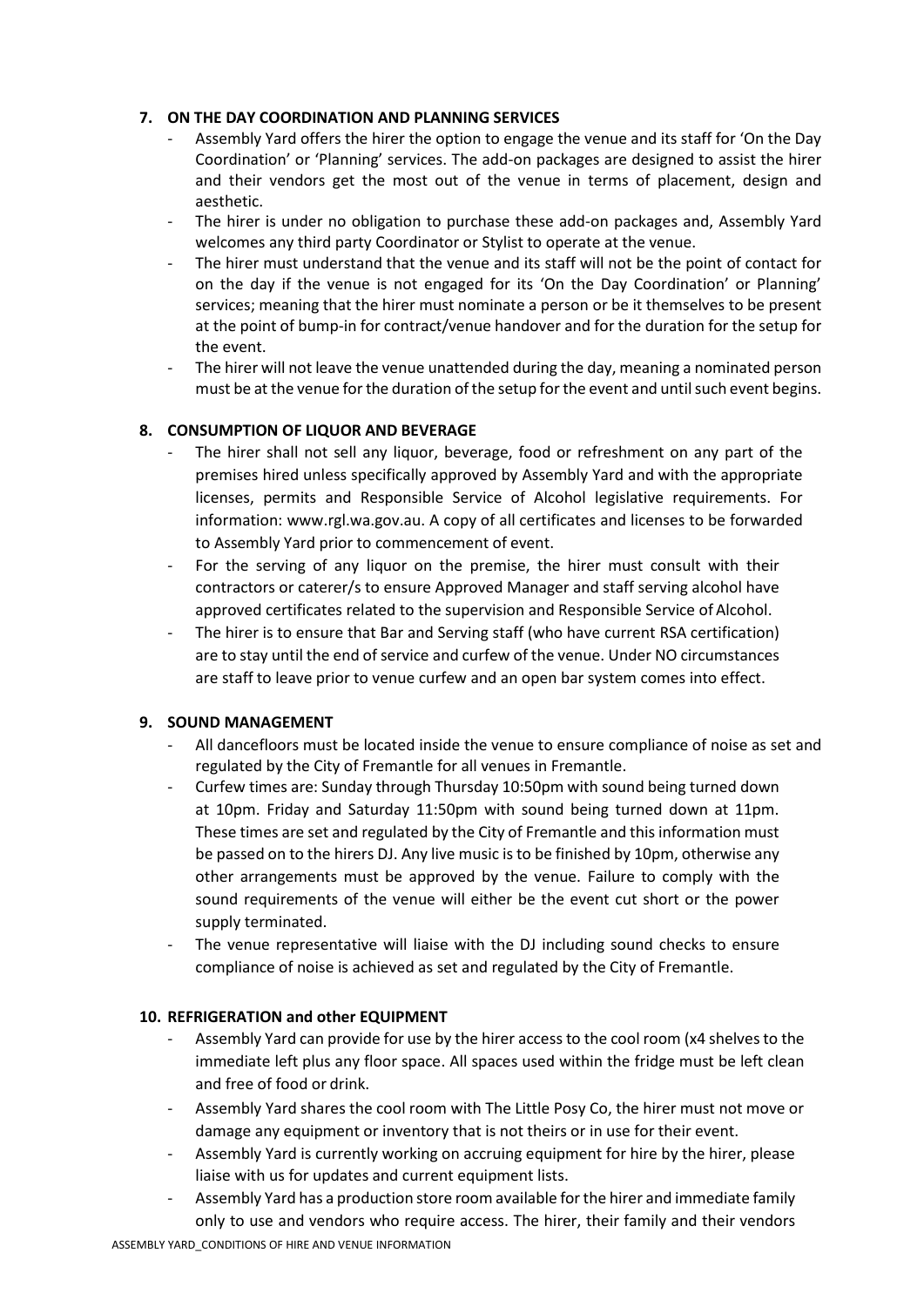## 7. ON THE DAY COORDINATION AND PLANNING SERVICES

- Assembly Yard offers the hirer the option to engage the venue and its staff for 'On the Day Coordination' or 'Planning' services. The add-on packages are designed to assist the hirer and their vendors get the most out of the venue in terms of placement, design and aesthetic.
- The hirer is under no obligation to purchase these add-on packages and, Assembly Yard welcomes any third party Coordinator or Stylist to operate at the venue.
- The hirer must understand that the venue and its staff will not be the point of contact for on the day if the venue is not engaged for its 'On the Day Coordination' or Planning' services; meaning that the hirer must nominate a person or be it themselves to be present at the point of bump-in for contract/venue handover and for the duration for the setup for the event.
- The hirer will not leave the venue unattended during the day, meaning a nominated person must be at the venue for the duration of the setup for the event and until such event begins.

## 8. CONSUMPTION OF LIQUOR AND BEVERAGE

- The hirer shall not sell any liquor, beverage, food or refreshment on any part of the premises hired unless specifically approved by Assembly Yard and with the appropriate licenses, permits and Responsible Service of Alcohol legislative requirements. For information: www.rgl.wa.gov.au. A copy of all certificates and licenses to be forwarded to Assembly Yard prior to commencement of event.
- For the serving of any liquor on the premise, the hirer must consult with their contractors or caterer/s to ensure Approved Manager and staff serving alcohol have approved certificates related to the supervision and Responsible Service of Alcohol.
- The hirer is to ensure that Bar and Serving staff (who have current RSA certification) are to stay until the end of service and curfew of the venue. Under NO circumstances are staff to leave prior to venue curfew and an open bar system comes into effect.

## 9. SOUND MANAGEMENT

- All dancefloors must be located inside the venue to ensure compliance of noise as set and regulated by the City of Fremantle for all venues in Fremantle.
- Curfew times are: Sunday through Thursday 10:50pm with sound being turned down at 10pm. Friday and Saturday 11:50pm with sound being turned down at 11pm. These times are set and regulated by the City of Fremantle and this information must be passed on to the hirers DJ. Any live music is to be finished by 10pm, otherwise any other arrangements must be approved by the venue. Failure to comply with the sound requirements of the venue will either be the event cut short or the power supply terminated.
- The venue representative will liaise with the DJ including sound checks to ensure compliance of noise is achieved as set and regulated by the City of Fremantle.

## 10. REFRIGERATION and other EQUIPMENT

- Assembly Yard can provide for use by the hirer access to the cool room (x4 shelves to the immediate left plus any floor space. All spaces used within the fridge must be left clean and free of food or drink.
- Assembly Yard shares the cool room with The Little Posy Co, the hirer must not move or damage any equipment or inventory that is not theirs or in use for their event.
- Assembly Yard is currently working on accruing equipment for hire by the hirer, please liaise with us for updates and current equipment lists.
- Assembly Yard has a production store room available for the hirer and immediate family only to use and vendors who require access. The hirer, their family and their vendors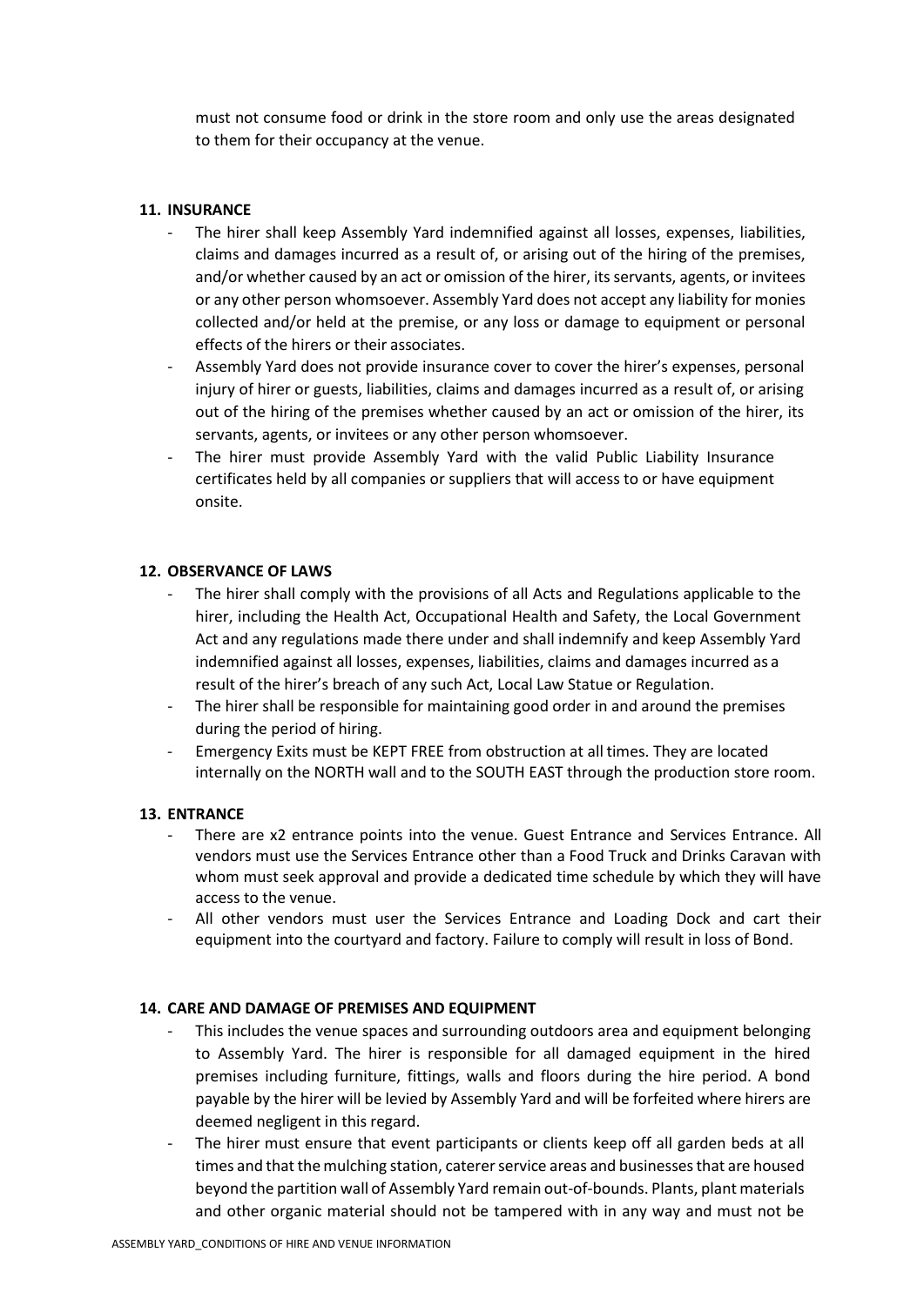must not consume food or drink in the store room and only use the areas designated to them for their occupancy at the venue.

## 11. INSURANCE

- The hirer shall keep Assembly Yard indemnified against all losses, expenses, liabilities, claims and damages incurred as a result of, or arising out of the hiring of the premises, and/or whether caused by an act or omission of the hirer, its servants, agents, or invitees or any other person whomsoever. Assembly Yard does not accept any liability for monies collected and/or held at the premise, or any loss or damage to equipment or personal effects of the hirers or their associates.
- Assembly Yard does not provide insurance cover to cover the hirer's expenses, personal injury of hirer or guests, liabilities, claims and damages incurred as a result of, or arising out of the hiring of the premises whether caused by an act or omission of the hirer, its servants, agents, or invitees or any other person whomsoever.
- The hirer must provide Assembly Yard with the valid Public Liability Insurance certificates held by all companies or suppliers that will access to or have equipment onsite.

## 12. OBSERVANCE OF LAWS

- The hirer shall comply with the provisions of all Acts and Regulations applicable to the hirer, including the Health Act, Occupational Health and Safety, the Local Government Act and any regulations made there under and shall indemnify and keep Assembly Yard indemnified against all losses, expenses, liabilities, claims and damages incurred as a result of the hirer's breach of any such Act, Local Law Statue or Regulation.
- The hirer shall be responsible for maintaining good order in and around the premises during the period of hiring.
- Emergency Exits must be KEPT FREE from obstruction at all times. They are located internally on the NORTH wall and to the SOUTH EAST through the production store room.

## 13. ENTRANCE

- There are x2 entrance points into the venue. Guest Entrance and Services Entrance. All vendors must use the Services Entrance other than a Food Truck and Drinks Caravan with whom must seek approval and provide a dedicated time schedule by which they will have access to the venue.
- All other vendors must user the Services Entrance and Loading Dock and cart their equipment into the courtyard and factory. Failure to comply will result in loss of Bond.

## 14. CARE AND DAMAGE OF PREMISES AND EQUIPMENT

- This includes the venue spaces and surrounding outdoors area and equipment belonging to Assembly Yard. The hirer is responsible for all damaged equipment in the hired premises including furniture, fittings, walls and floors during the hire period. A bond payable by the hirer will be levied by Assembly Yard and will be forfeited where hirers are deemed negligent in this regard.
- The hirer must ensure that event participants or clients keep off all garden beds at all times and that the mulching station, caterer service areas and businesses that are housed beyond the partition wall of Assembly Yard remain out-of-bounds. Plants, plant materials and other organic material should not be tampered with in any way and must not be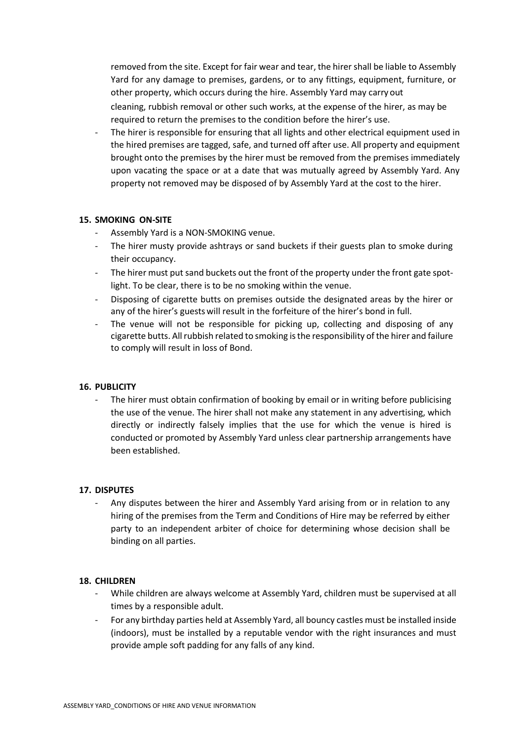removed from the site. Except for fair wear and tear, the hirer shall be liable to Assembly Yard for any damage to premises, gardens, or to any fittings, equipment, furniture, or other property, which occurs during the hire. Assembly Yard may carry out cleaning, rubbish removal or other such works, at the expense of the hirer, as may be required to return the premises to the condition before the hirer's use.

- The hirer is responsible for ensuring that all lights and other electrical equipment used in the hired premises are tagged, safe, and turned off after use. All property and equipment brought onto the premises by the hirer must be removed from the premises immediately upon vacating the space or at a date that was mutually agreed by Assembly Yard. Any property not removed may be disposed of by Assembly Yard at the cost to the hirer.

## 15. SMOKING ON-SITE

- Assembly Yard is a NON-SMOKING venue.
- The hirer musty provide ashtrays or sand buckets if their guests plan to smoke during their occupancy.
- The hirer must put sand buckets out the front of the property under the front gate spot-light. To be clear, there is to be no smoking within the venue.
- Disposing of cigarette butts on premises outside the designated areas by the hirer or any of the hirer's guests will result in the forfeiture of the hirer's bond in full.
- The venue will not be responsible for picking up, collecting and disposing of any cigarette butts. All rubbish related to smoking is the responsibility of the hirer and failure to comply will result in loss of Bond.

## 16. PUBLICITY

- The hirer must obtain confirmation of booking by email or in writing before publicising the use of the venue. The hirer shall not make any statement in any advertising, which directly or indirectly falsely implies that the use for which the venue is hired is conducted or promoted by Assembly Yard unless clear partnership arrangements have been established.

## 17. DISPUTES

- Any disputes between the hirer and Assembly Yard arising from or in relation to any hiring of the premises from the Term and Conditions of Hire may be referred by either party to an independent arbiter of choice for determining whose decision shall be binding on all parties.

## 18. CHILDREN

- While children are always welcome at Assembly Yard, children must be supervised at all times by a responsible adult.
- For any birthday parties held at Assembly Yard, all bouncy castles must be installed inside (indoors), must be installed by a reputable vendor with the right insurances and must provide ample soft padding for any falls of any kind.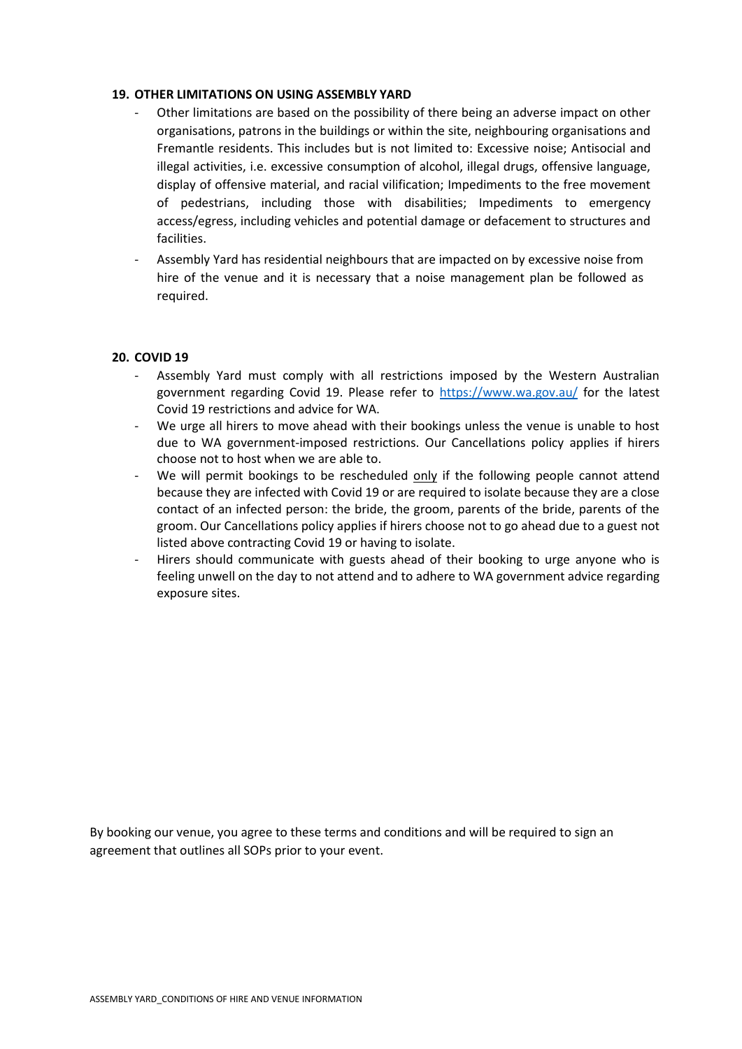## 19. OTHER LIMITATIONS ON USING ASSEMBLY YARD

- Other limitations are based on the possibility of there being an adverse impact on other organisations, patrons in the buildings or within the site, neighbouring organisations and Fremantle residents. This includes but is not limited to: Excessive noise; Antisocial and illegal activities, i.e. excessive consumption of alcohol, illegal drugs, offensive language, display of offensive material, and racial vilification; Impediments to the free movement of pedestrians, including those with disabilities; Impediments to emergency access/egress, including vehicles and potential damage or defacement to structures and facilities.
- Assembly Yard has residential neighbours that are impacted on by excessive noise from hire of the venue and it is necessary that a noise management plan be followed as required.

## 20. COVID 19

- Assembly Yard must comply with all restrictions imposed by the Western Australian government regarding Covid 19. Please refer to [https://www.wa.gov.au/](https://www.wa.gov.au/) for the latest Covid 19 restrictions and advice for WA.
- We urge all hirers to move ahead with their bookings unless the venue is unable to host due to WA government-imposed restrictions. Our Cancellations policy applies if hirers choose not to host when we are able to.
- We will permit bookings to be rescheduled <u>only</u> if the following people cannot attend because they are infected with Covid 19 or are required to isolate because they are a close contact of an infected person: the bride, the groom, parents of the bride, parents of the groom. Our Cancellations policy applies if hirers choose not to go ahead due to a guest not listed above contracting Covid 19 or having to isolate.
- Hirers should communicate with guests ahead of their booking to urge anyone who is feeling unwell on the day to not attend and to adhere to WA government advice regarding exposure sites.

By booking our venue, you agree to these terms and conditions and will be required to sign an agreement that outlines all SOPs prior to your event.